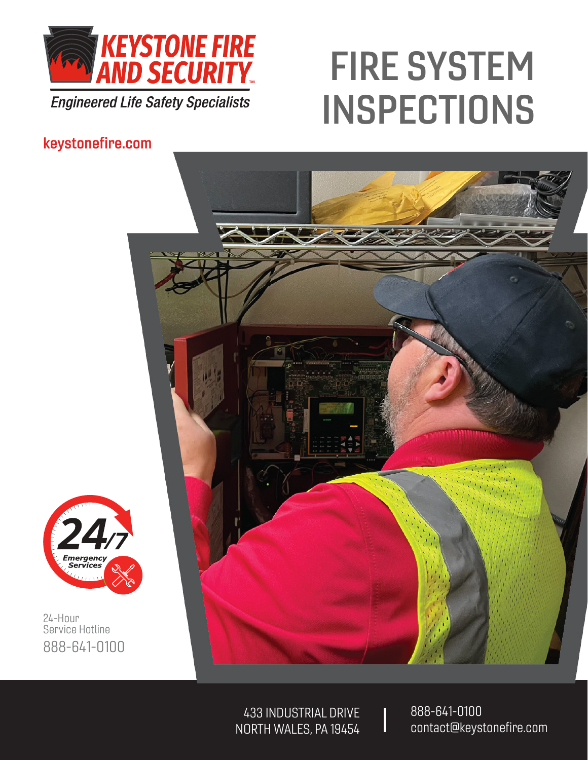KEYSTONE FIRE AND SECURITY™

*Engineered Life Safety Specialists*

# FIRE SYSTEM INSPECTIONS

keystonefire.com

24/7 Emergency Services

24-Hour Service Hotline

888-641-0100

433 INDUSTRIAL DRIVE
NORTH WALES, PA 19454

888-641-0100
contact@keystonefire.com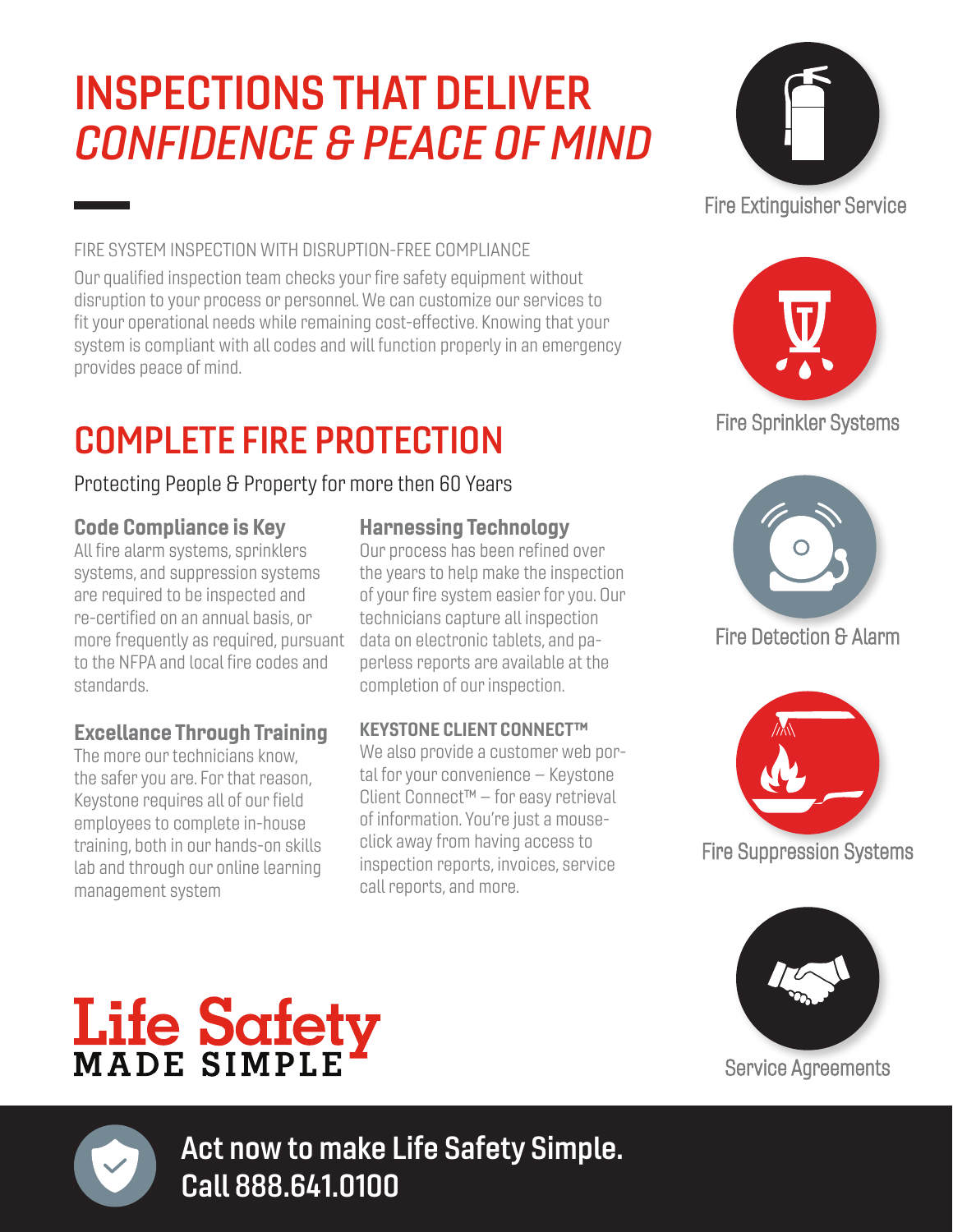# INSPECTIONS THAT DELIVER *CONFIDENCE & PEACE OF MIND*

FIRE SYSTEM INSPECTION WITH DISRUPTION-FREE COMPLIANCE

Our qualified inspection team checks your fire safety equipment without disruption to your process or personnel. We can customize our services to fit your operational needs while remaining cost-effective. Knowing that your system is compliant with all codes and will function properly in an emergency provides peace of mind.

## COMPLETE FIRE PROTECTION

Protecting People & Property for more then 60 Years

### Code Compliance is Key

All fire alarm systems, sprinklers systems, and suppression systems are required to be inspected and re-certified on an annual basis, or more frequently as required, pursuant to the NFPA and local fire codes and standards.

### Excellance Through Training

The more our technicians know, the safer you are. For that reason, Keystone requires all of our field employees to complete in-house training, both in our hands-on skills lab and through our online learning management system

### Harnessing Technology

Our process has been refined over the years to help make the inspection of your fire system easier for you. Our technicians capture all inspection data on electronic tablets, and paperless reports are available at the completion of our inspection.

### KEYSTONE CLIENT CONNECT™

We also provide a customer web portal for your convenience – Keystone Client Connect™ – for easy retrieval of information. You're just a mouse-click away from having access to inspection reports, invoices, service call reports, and more.

Fire Extinguisher Service

Fire Sprinkler Systems

Fire Detection & Alarm

Fire Suppression Systems

Service Agreements

**Life Safety MADE SIMPLE**

**Act now to make Life Safety Simple. Call 888.641.0100**